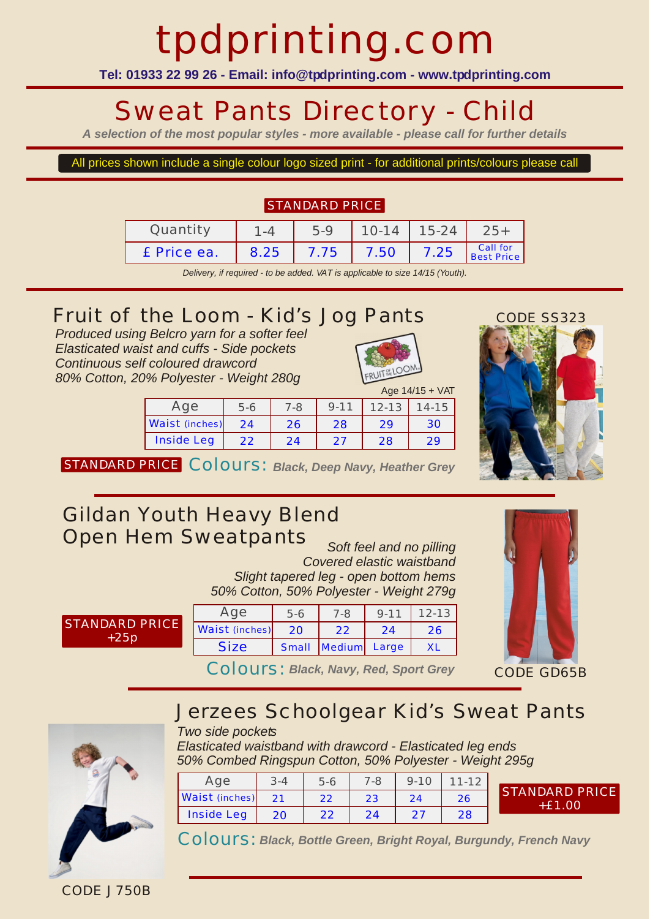# tpdprinting.com

**Tel: 01933 22 99 26 - Email: info@tpdprinting.com - www.tpdprinting.com**

## Sweat Pants Directory - Child

*A selection of the most popular styles - more available - please call for further details*

All prices shown include a single colour logo sized print - for additional prints/colours please call

**STANDARD PRICE**

| Quantity | 1-4 | 5-9 | 10-14 | 15-24 | 25+ |
|---|---|---|---|---|---|
| £ Price ea. | 8.25 | 7.75 | 7.50 | 7.25 | Call for Best Price |

*Delivery, if required - to be added. VAT is applicable to size 14/15 (Youth).*

### Fruit of the Loom - Kid's Jog Pants

CODE SS323

*Produced using Belcro yarn for a softer feel*
*Elasticated waist and cuffs - Side pockets*
*Continuous self coloured drawcord*
*80% Cotton, 20% Polyester - Weight 280g*

Age 14/15 + VAT

| Age | 5-6 | 7-8 | 9-11 | 12-13 | 14-15 |
|---|---|---|---|---|---|
| Waist (inches) | 24 | 26 | 28 | 29 | 30 |
| Inside Leg | 22 | 24 | 27 | 28 | 29 |

STANDARD PRICE Colours: **Black, Deep Navy, Heather Grey**

### Gildan Youth Heavy Blend Open Hem Sweatpants

*Soft feel and no pilling*
*Covered elastic waistband*
*Slight tapered leg - open bottom hems*
*50% Cotton, 50% Polyester - Weight 279g*

STANDARD PRICE +25p

| Age | 5-6 | 7-8 | 9-11 | 12-13 |
|---|---|---|---|---|
| Waist (inches) | 20 | 22 | 24 | 26 |
| Size | Small | Medium | Large | XL |

Colours: **Black, Navy, Red, Sport Grey**

CODE GD65B

### Jerzees Schoolgear Kid's Sweat Pants

*Two side pockets*
*Elasticated waistband with drawcord - Elasticated leg ends*
*50% Combed Ringspun Cotton, 50% Polyester - Weight 295g*

| Age | 3-4 | 5-6 | 7-8 | 9-10 | 11-12 |
|---|---|---|---|---|---|
| Waist (inches) | 21 | 22 | 23 | 24 | 26 |
| Inside Leg | 20 | 22 | 24 | 27 | 28 |

STANDARD PRICE +£1.00

Colours: **Black, Bottle Green, Bright Royal, Burgundy, French Navy**

CODE J750B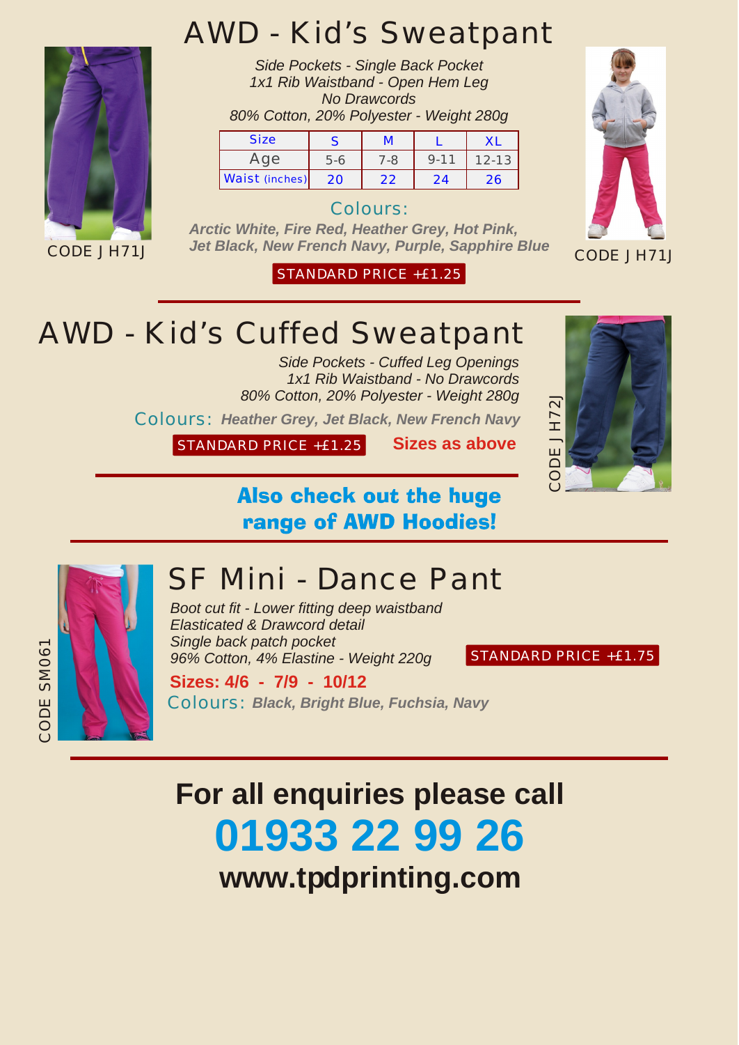# AWD - Kid's Sweatpant

CODE JH71J

*Side Pockets - Single Back Pocket*
*1x1 Rib Waistband - Open Hem Leg*
*No Drawcords*
*80% Cotton, 20% Polyester - Weight 280g*

| Size | S | M | L | XL |
|---|---|---|---|---|
| Age | 5-6 | 7-8 | 9-11 | 12-13 |
| Waist (inches) | 20 | 22 | 24 | 26 |

Colours:
***Arctic White, Fire Red, Heather Grey, Hot Pink, Jet Black, New French Navy, Purple, Sapphire Blue***

STANDARD PRICE +£1.25

CODE JH71J

# AWD - Kid's Cuffed Sweatpant

*Side Pockets - Cuffed Leg Openings*
*1x1 Rib Waistband - No Drawcords*
*80% Cotton, 20% Polyester - Weight 280g*

Colours: ***Heather Grey, Jet Black, New French Navy***

STANDARD PRICE +£1.25 **Sizes as above**

CODE JH72J

**Also check out the huge range of AWD Hoodies!**

# SF Mini - Dance Pant

CODE SM061

*Boot cut fit - Lower fitting deep waistband*
*Elasticated & Drawcord detail*
*Single back patch pocket*
*96% Cotton, 4% Elastine - Weight 220g*

STANDARD PRICE +£1.75

**Sizes: 4/6 - 7/9 - 10/12**

Colours: ***Black, Bright Blue, Fuchsia, Navy***

**For all enquiries please call**

**01933 22 99 26**

**www.tpdprinting.com**